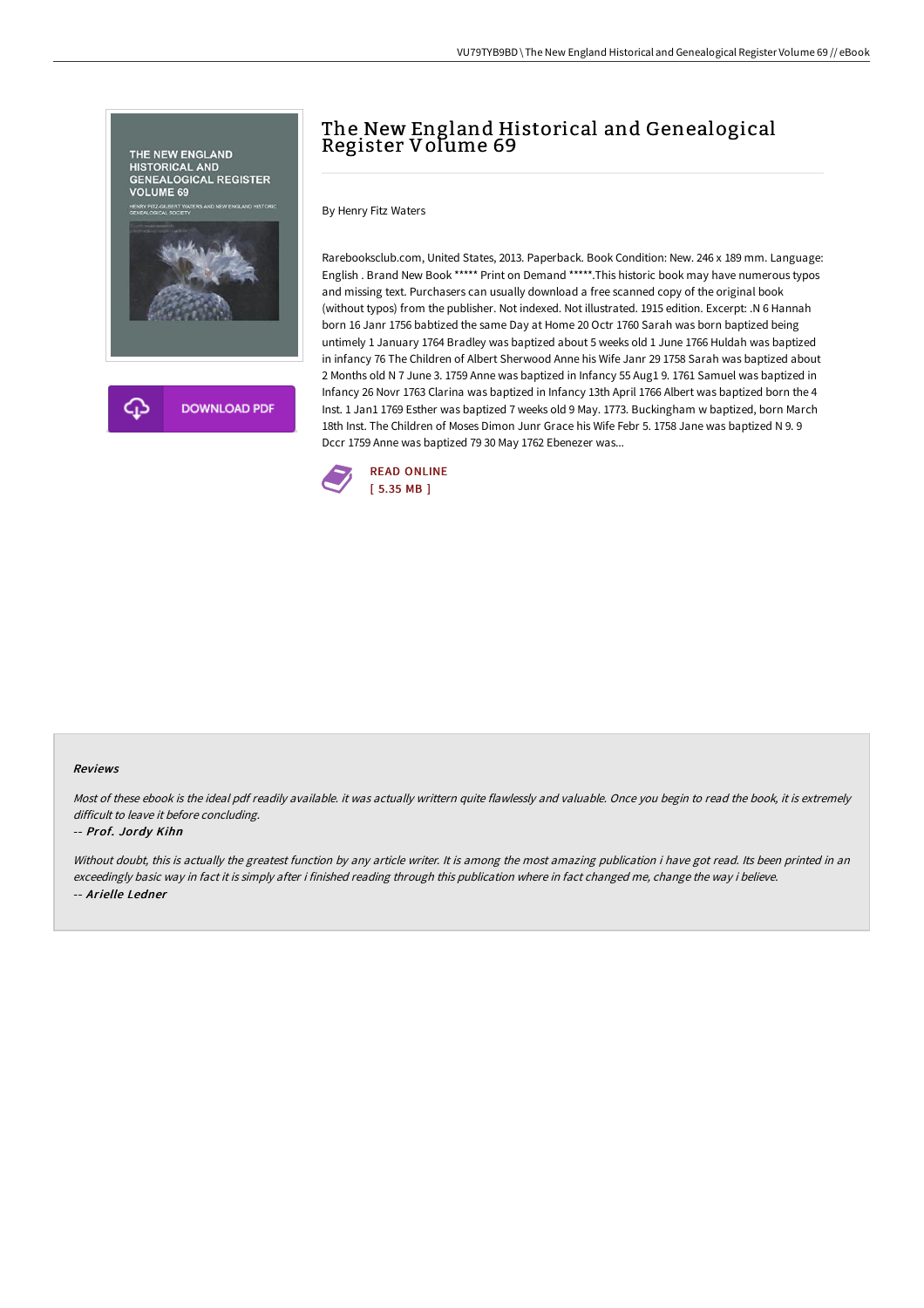# The New England Historical and Genealogical Register Volume 69

By Henry Fitz Waters

Rarebooksclub.com, United States, 2013. Paperback. Book Condition: New. 246 x 189 mm. Language: English . Brand New Book ***** Print on Demand *****.This historic book may have numerous typos and missing text. Purchasers can usually download a free scanned copy of the original book (without typos) from the publisher. Not indexed. Not illustrated. 1915 edition. Excerpt: .N 6 Hannah born 16 Janr 1756 babtized the same Day at Home 20 Octr 1760 Sarah was born baptized being untimely 1 January 1764 Bradley was baptized about 5 weeks old 1 June 1766 Huldah was baptized in infancy 76 The Children of Albert Sherwood Anne his Wife Janr 29 1758 Sarah was baptized about 2 Months old N 7 June 3. 1759 Anne was baptized in Infancy 55 Aug1 9. 1761 Samuel was baptized in Infancy 26 Novr 1763 Clarina was baptized in Infancy 13th April 1766 Albert was baptized born the 4 Inst. 1 Jan1 1769 Esther was baptized 7 weeks old 9 May. 1773. Buckingham w baptized, born March 18th Inst. The Children of Moses Dimon Junr Grace his Wife Febr 5. 1758 Jane was baptized N 9. 9 Dccr 1759 Anne was baptized 79 30 May 1762 Ebenezer was...

READ ONLINE
[ 5.35 MB ]

DOWNLOAD PDF

## Reviews

*Most of these ebook is the ideal pdf readily available. it was actually writtern quite flawlessly and valuable. Once you begin to read the book, it is extremely difficult to leave it before concluding.*

-- ***Prof. Jordy Kihn***

*Without doubt, this is actually the greatest function by any article writer. It is among the most amazing publication i have got read. Its been printed in an exceedingly basic way in fact it is simply after i finished reading through this publication where in fact changed me, change the way i believe.*

-- ***Arielle Ledner***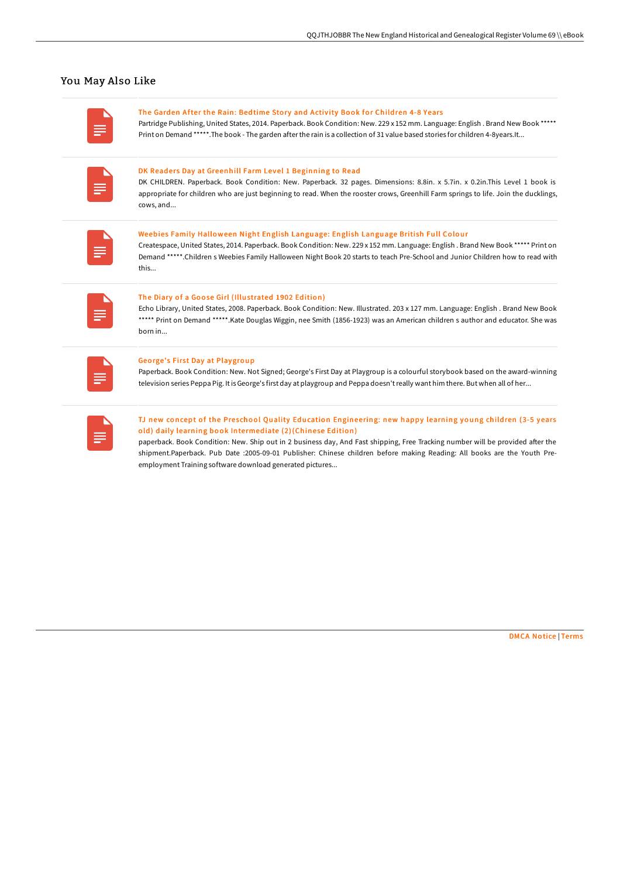## You May Also Like

### The Garden After the Rain: Bedtime Story and Activity Book for Children 4-8 Years

Partridge Publishing, United States, 2014. Paperback. Book Condition: New. 229 x 152 mm. Language: English . Brand New Book ***** Print on Demand *****.The book - The garden after the rain is a collection of 31 value based stories for children 4-8years.It...

### DK Readers Day at Greenhill Farm Level 1 Beginning to Read

DK CHILDREN. Paperback. Book Condition: New. Paperback. 32 pages. Dimensions: 8.8in. x 5.7in. x 0.2in.This Level 1 book is appropriate for children who are just beginning to read. When the rooster crows, Greenhill Farm springs to life. Join the ducklings, cows, and...

### Weebies Family Halloween Night English Language: English Language British Full Colour

Createspace, United States, 2014. Paperback. Book Condition: New. 229 x 152 mm. Language: English . Brand New Book ***** Print on Demand *****.Children s Weebies Family Halloween Night Book 20 starts to teach Pre-School and Junior Children how to read with this...

### The Diary of a Goose Girl (Illustrated 1902 Edition)

Echo Library, United States, 2008. Paperback. Book Condition: New. Illustrated. 203 x 127 mm. Language: English . Brand New Book ***** Print on Demand *****.Kate Douglas Wiggin, nee Smith (1856-1923) was an American children s author and educator. She was born in...

### George's First Day at Playgroup

Paperback. Book Condition: New. Not Signed; George's First Day at Playgroup is a colourful storybook based on the award-winning television series Peppa Pig. It is George's first day at playgroup and Peppa doesn't really want him there. But when all of her...

### TJ new concept of the Preschool Quality Education Engineering: new happy learning young children (3-5 years old) daily learning book Intermediate (2)(Chinese Edition)

paperback. Book Condition: New. Ship out in 2 business day, And Fast shipping, Free Tracking number will be provided after the shipment.Paperback. Pub Date :2005-09-01 Publisher: Chinese children before making Reading: All books are the Youth Pre-employment Training software download generated pictures...